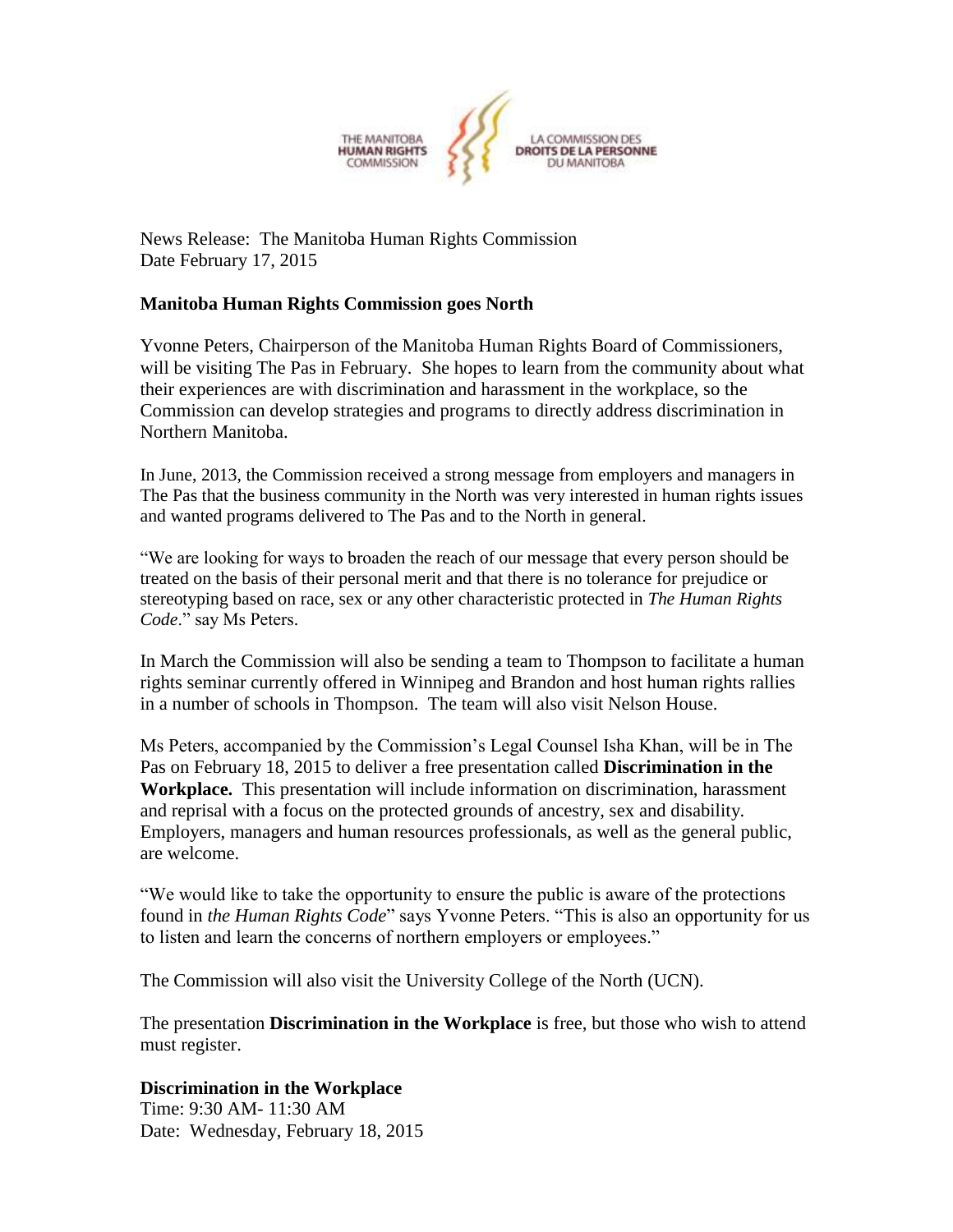THE MANITOBA **HUMAN RIGHTS** COMMISSION — LA COMMISSION DES **DROITS DE LA PERSONNE** DU MANITOBA

News Release: The Manitoba Human Rights Commission
Date February 17, 2015

**Manitoba Human Rights Commission goes North**

Yvonne Peters, Chairperson of the Manitoba Human Rights Board of Commissioners, will be visiting The Pas in February. She hopes to learn from the community about what their experiences are with discrimination and harassment in the workplace, so the Commission can develop strategies and programs to directly address discrimination in Northern Manitoba.

In June, 2013, the Commission received a strong message from employers and managers in The Pas that the business community in the North was very interested in human rights issues and wanted programs delivered to The Pas and to the North in general.

"We are looking for ways to broaden the reach of our message that every person should be treated on the basis of their personal merit and that there is no tolerance for prejudice or stereotyping based on race, sex or any other characteristic protected in *The Human Rights Code*." say Ms Peters.

In March the Commission will also be sending a team to Thompson to facilitate a human rights seminar currently offered in Winnipeg and Brandon and host human rights rallies in a number of schools in Thompson. The team will also visit Nelson House.

Ms Peters, accompanied by the Commission's Legal Counsel Isha Khan, will be in The Pas on February 18, 2015 to deliver a free presentation called **Discrimination in the Workplace.** This presentation will include information on discrimination, harassment and reprisal with a focus on the protected grounds of ancestry, sex and disability. Employers, managers and human resources professionals, as well as the general public, are welcome.

"We would like to take the opportunity to ensure the public is aware of the protections found in *the Human Rights Code*" says Yvonne Peters. "This is also an opportunity for us to listen and learn the concerns of northern employers or employees."

The Commission will also visit the University College of the North (UCN).

The presentation **Discrimination in the Workplace** is free, but those who wish to attend must register.

**Discrimination in the Workplace**
Time: 9:30 AM- 11:30 AM
Date: Wednesday, February 18, 2015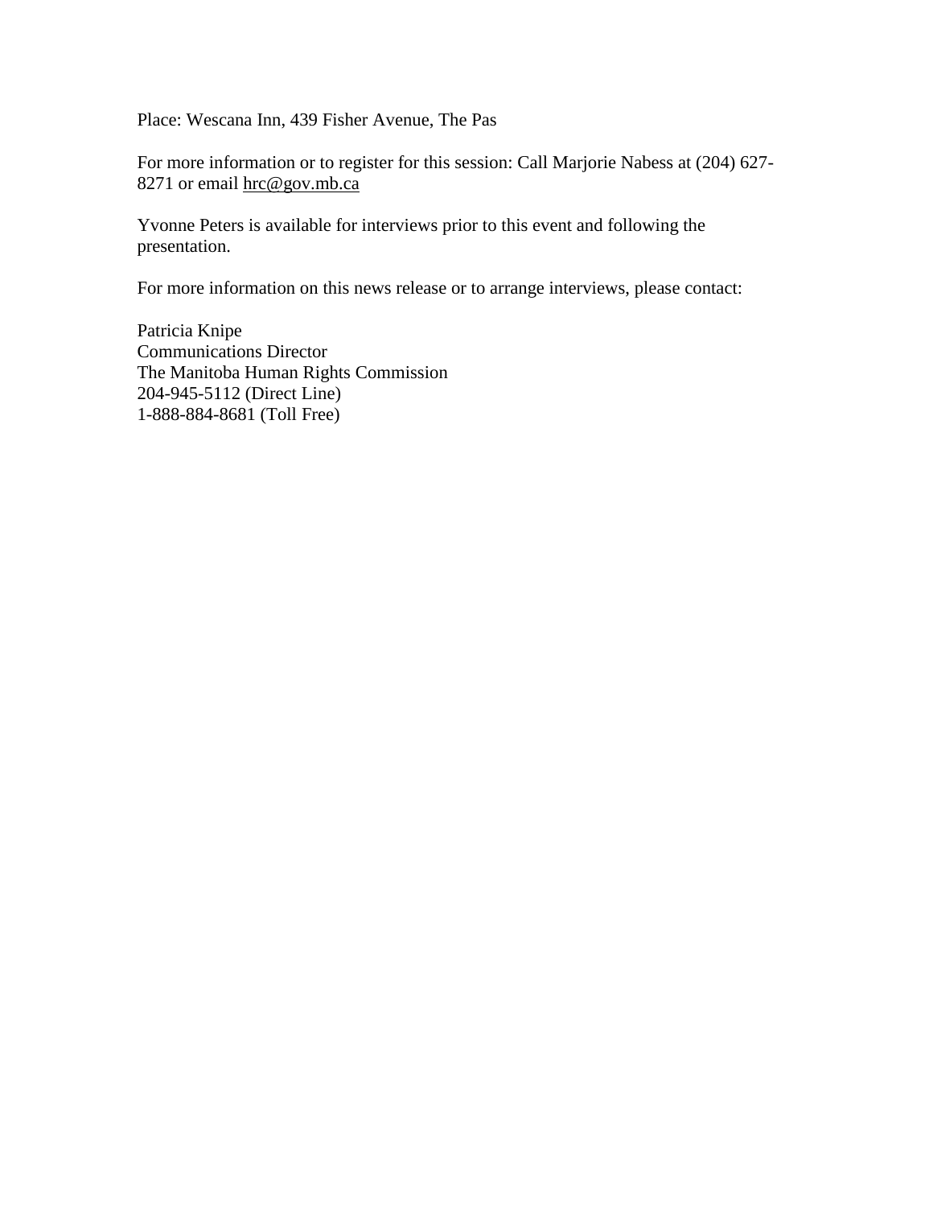Place: Wescana Inn, 439 Fisher Avenue, The Pas

For more information or to register for this session: Call Marjorie Nabess at (204) 627-8271 or email hrc@gov.mb.ca

Yvonne Peters is available for interviews prior to this event and following the presentation.

For more information on this news release or to arrange interviews, please contact:

Patricia Knipe  
Communications Director  
The Manitoba Human Rights Commission  
204-945-5112 (Direct Line)  
1-888-884-8681 (Toll Free)